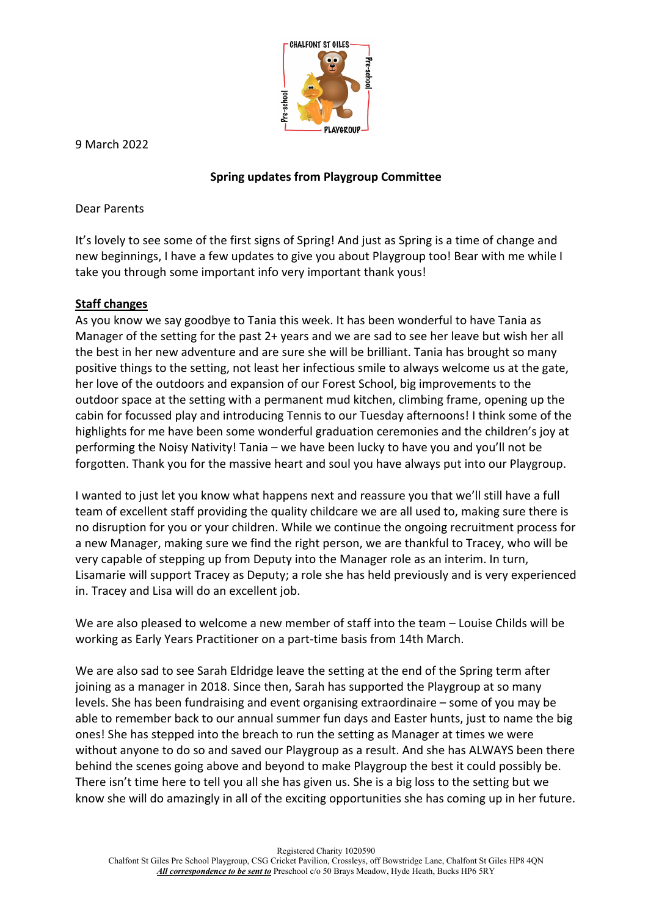9 March 2022

**Spring updates from Playgroup Committee**

Dear Parents

It's lovely to see some of the first signs of Spring! And just as Spring is a time of change and new beginnings, I have a few updates to give you about Playgroup too! Bear with me while I take you through some important info very important thank yous!

**Staff changes**

As you know we say goodbye to Tania this week. It has been wonderful to have Tania as Manager of the setting for the past 2+ years and we are sad to see her leave but wish her all the best in her new adventure and are sure she will be brilliant. Tania has brought so many positive things to the setting, not least her infectious smile to always welcome us at the gate, her love of the outdoors and expansion of our Forest School, big improvements to the outdoor space at the setting with a permanent mud kitchen, climbing frame, opening up the cabin for focussed play and introducing Tennis to our Tuesday afternoons! I think some of the highlights for me have been some wonderful graduation ceremonies and the children's joy at performing the Noisy Nativity! Tania – we have been lucky to have you and you'll not be forgotten. Thank you for the massive heart and soul you have always put into our Playgroup.

I wanted to just let you know what happens next and reassure you that we'll still have a full team of excellent staff providing the quality childcare we are all used to, making sure there is no disruption for you or your children. While we continue the ongoing recruitment process for a new Manager, making sure we find the right person, we are thankful to Tracey, who will be very capable of stepping up from Deputy into the Manager role as an interim. In turn, Lisamarie will support Tracey as Deputy; a role she has held previously and is very experienced in. Tracey and Lisa will do an excellent job.

We are also pleased to welcome a new member of staff into the team – Louise Childs will be working as Early Years Practitioner on a part-time basis from 14th March.

We are also sad to see Sarah Eldridge leave the setting at the end of the Spring term after joining as a manager in 2018. Since then, Sarah has supported the Playgroup at so many levels. She has been fundraising and event organising extraordinaire – some of you may be able to remember back to our annual summer fun days and Easter hunts, just to name the big ones! She has stepped into the breach to run the setting as Manager at times we were without anyone to do so and saved our Playgroup as a result. And she has ALWAYS been there behind the scenes going above and beyond to make Playgroup the best it could possibly be. There isn't time here to tell you all she has given us. She is a big loss to the setting but we know she will do amazingly in all of the exciting opportunities she has coming up in her future.

Registered Charity 1020590
Chalfont St Giles Pre School Playgroup, CSG Cricket Pavilion, Crossleys, off Bowstridge Lane, Chalfont St Giles HP8 4QN
***All correspondence to be sent to*** Preschool c/o 50 Brays Meadow, Hyde Heath, Bucks HP6 5RY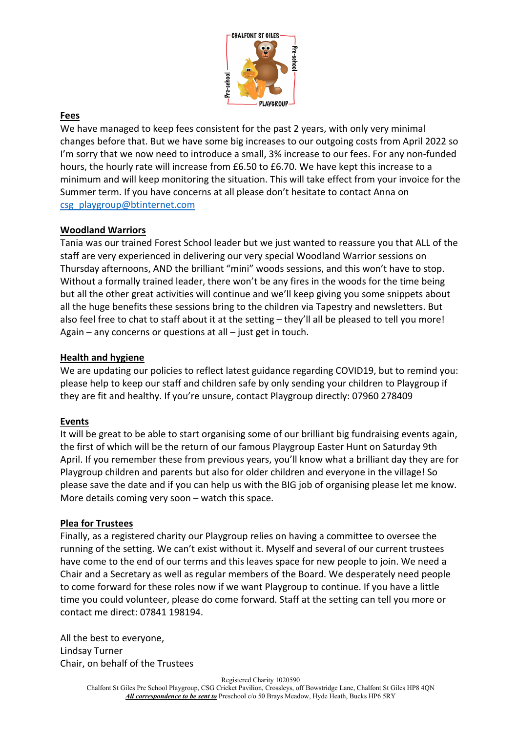## Fees

We have managed to keep fees consistent for the past 2 years, with only very minimal changes before that. But we have some big increases to our outgoing costs from April 2022 so I'm sorry that we now need to introduce a small, 3% increase to our fees. For any non-funded hours, the hourly rate will increase from £6.50 to £6.70. We have kept this increase to a minimum and will keep monitoring the situation. This will take effect from your invoice for the Summer term. If you have concerns at all please don't hesitate to contact Anna on csg_playgroup@btinternet.com

## Woodland Warriors

Tania was our trained Forest School leader but we just wanted to reassure you that ALL of the staff are very experienced in delivering our very special Woodland Warrior sessions on Thursday afternoons, AND the brilliant "mini" woods sessions, and this won't have to stop. Without a formally trained leader, there won't be any fires in the woods for the time being but all the other great activities will continue and we'll keep giving you some snippets about all the huge benefits these sessions bring to the children via Tapestry and newsletters. But also feel free to chat to staff about it at the setting – they'll all be pleased to tell you more! Again – any concerns or questions at all – just get in touch.

## Health and hygiene

We are updating our policies to reflect latest guidance regarding COVID19, but to remind you: please help to keep our staff and children safe by only sending your children to Playgroup if they are fit and healthy. If you're unsure, contact Playgroup directly: 07960 278409

## Events

It will be great to be able to start organising some of our brilliant big fundraising events again, the first of which will be the return of our famous Playgroup Easter Hunt on Saturday 9th April. If you remember these from previous years, you'll know what a brilliant day they are for Playgroup children and parents but also for older children and everyone in the village! So please save the date and if you can help us with the BIG job of organising please let me know. More details coming very soon – watch this space.

## Plea for Trustees

Finally, as a registered charity our Playgroup relies on having a committee to oversee the running of the setting. We can't exist without it. Myself and several of our current trustees have come to the end of our terms and this leaves space for new people to join. We need a Chair and a Secretary as well as regular members of the Board. We desperately need people to come forward for these roles now if we want Playgroup to continue. If you have a little time you could volunteer, please do come forward. Staff at the setting can tell you more or contact me direct: 07841 198194.

All the best to everyone,
Lindsay Turner
Chair, on behalf of the Trustees

Registered Charity 1020590
Chalfont St Giles Pre School Playgroup, CSG Cricket Pavilion, Crossleys, off Bowstridge Lane, Chalfont St Giles HP8 4QN
***All correspondence to be sent to*** Preschool c/o 50 Brays Meadow, Hyde Heath, Bucks HP6 5RY